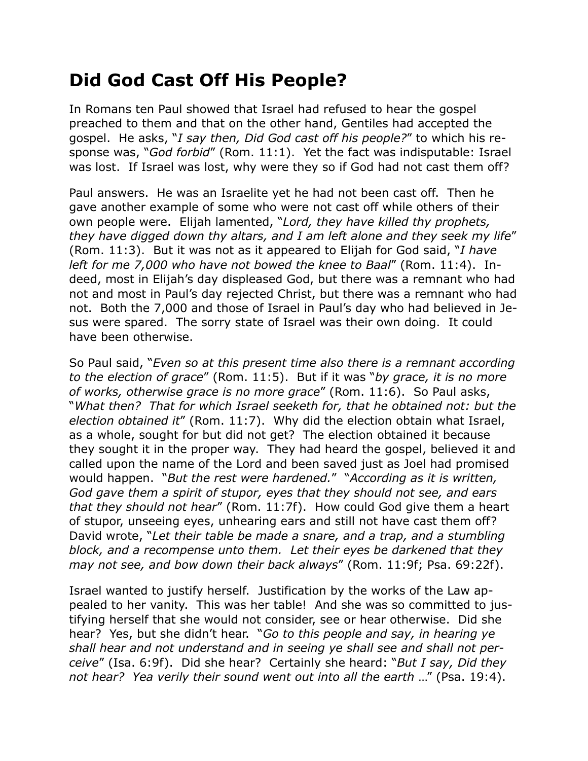# Did God Cast Off His People?

In Romans ten Paul showed that Israel had refused to hear the gospel preached to them and that on the other hand, Gentiles had accepted the gospel. He asks, "*I say then, Did God cast off his people?*" to which his response was, "*God forbid*" (Rom. 11:1). Yet the fact was indisputable: Israel was lost. If Israel was lost, why were they so if God had not cast them off?

Paul answers. He was an Israelite yet he had not been cast off. Then he gave another example of some who were not cast off while others of their own people were. Elijah lamented, "*Lord, they have killed thy prophets, they have digged down thy altars, and I am left alone and they seek my life*" (Rom. 11:3). But it was not as it appeared to Elijah for God said, "*I have left for me 7,000 who have not bowed the knee to Baal*" (Rom. 11:4). Indeed, most in Elijah's day displeased God, but there was a remnant who had not and most in Paul's day rejected Christ, but there was a remnant who had not. Both the 7,000 and those of Israel in Paul's day who had believed in Jesus were spared. The sorry state of Israel was their own doing. It could have been otherwise.

So Paul said, "*Even so at this present time also there is a remnant according to the election of grace*" (Rom. 11:5). But if it was "*by grace, it is no more of works, otherwise grace is no more grace*" (Rom. 11:6). So Paul asks, "*What then? That for which Israel seeketh for, that he obtained not: but the election obtained it*" (Rom. 11:7). Why did the election obtain what Israel, as a whole, sought for but did not get? The election obtained it because they sought it in the proper way. They had heard the gospel, believed it and called upon the name of the Lord and been saved just as Joel had promised would happen. "*But the rest were hardened.*" "*According as it is written, God gave them a spirit of stupor, eyes that they should not see, and ears that they should not hear*" (Rom. 11:7f). How could God give them a heart of stupor, unseeing eyes, unhearing ears and still not have cast them off? David wrote, "*Let their table be made a snare, and a trap, and a stumbling block, and a recompense unto them. Let their eyes be darkened that they may not see, and bow down their back always*" (Rom. 11:9f; Psa. 69:22f).

Israel wanted to justify herself. Justification by the works of the Law appealed to her vanity. This was her table! And she was so committed to justifying herself that she would not consider, see or hear otherwise. Did she hear? Yes, but she didn't hear. "*Go to this people and say, in hearing ye shall hear and not understand and in seeing ye shall see and shall not perceive*" (Isa. 6:9f). Did she hear? Certainly she heard: "*But I say, Did they not hear? Yea verily their sound went out into all the earth* …" (Psa. 19:4).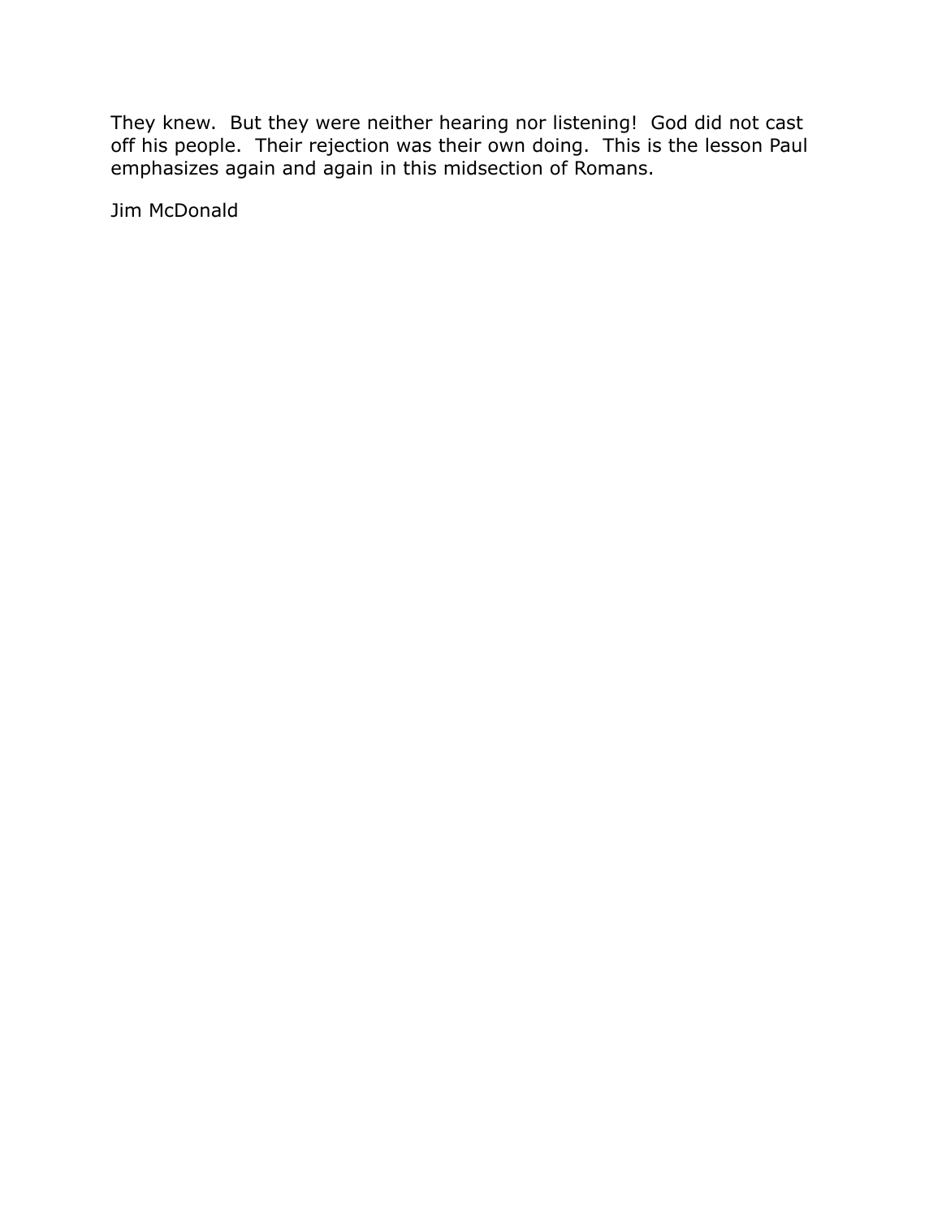They knew. But they were neither hearing nor listening! God did not cast off his people. Their rejection was their own doing. This is the lesson Paul emphasizes again and again in this midsection of Romans.

Jim McDonald